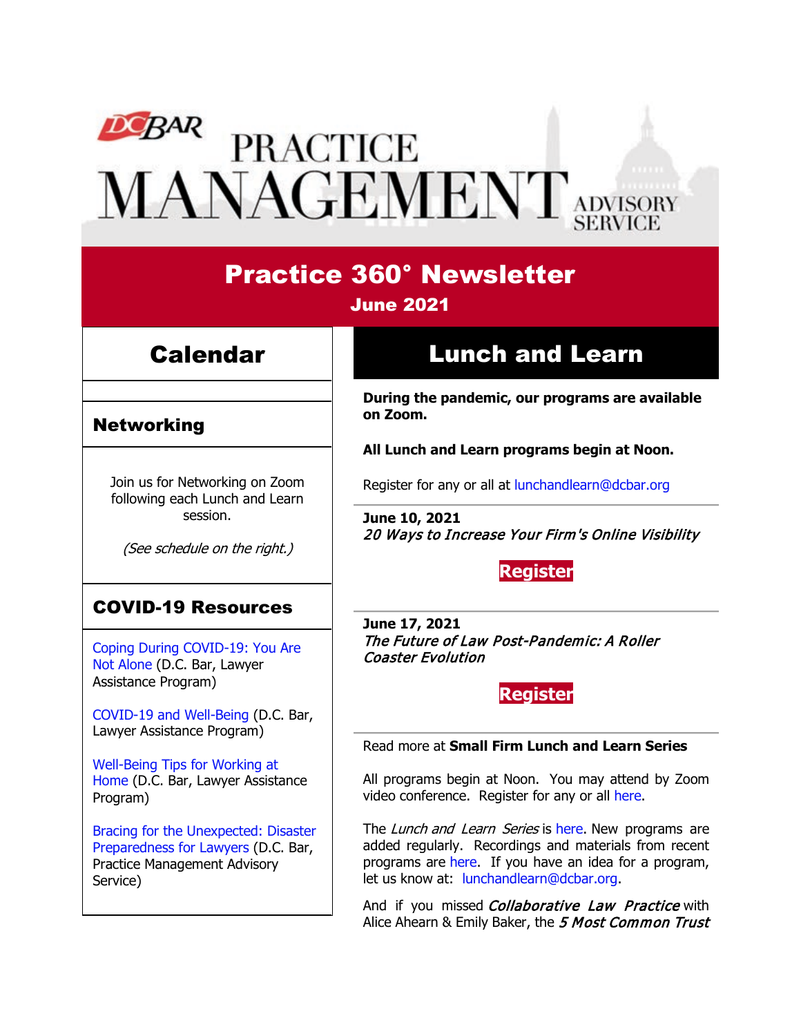# DC BAR PRACTICE MANAGEMENT ADVISORY SERVICE

## Practice 360° Newsletter

**June 2021**

## Calendar

### Networking

Join us for Networking on Zoom following each Lunch and Learn session.

*(See schedule on the right.)*

### COVID-19 Resources

Coping During COVID-19: You Are Not Alone (D.C. Bar, Lawyer Assistance Program)

COVID-19 and Well-Being (D.C. Bar, Lawyer Assistance Program)

Well-Being Tips for Working at Home (D.C. Bar, Lawyer Assistance Program)

Bracing for the Unexpected: Disaster Preparedness for Lawyers (D.C. Bar, Practice Management Advisory Service)

## Lunch and Learn

**During the pandemic, our programs are available on Zoom.**

**All Lunch and Learn programs begin at Noon.**

Register for any or all at lunchandlearn@dcbar.org

**June 10, 2021**
***20 Ways to Increase Your Firm's Online Visibility***

**Register**

**June 17, 2021**
***The Future of Law Post-Pandemic: A Roller Coaster Evolution***

**Register**

Read more at **Small Firm Lunch and Learn Series**

All programs begin at Noon. You may attend by Zoom video conference. Register for any or all here.

The *Lunch and Learn Series* is here. New programs are added regularly. Recordings and materials from recent programs are here. If you have an idea for a program, let us know at: lunchandlearn@dcbar.org.

And if you missed ***Collaborative Law Practice*** with Alice Ahearn & Emily Baker, the ***5 Most Common Trust***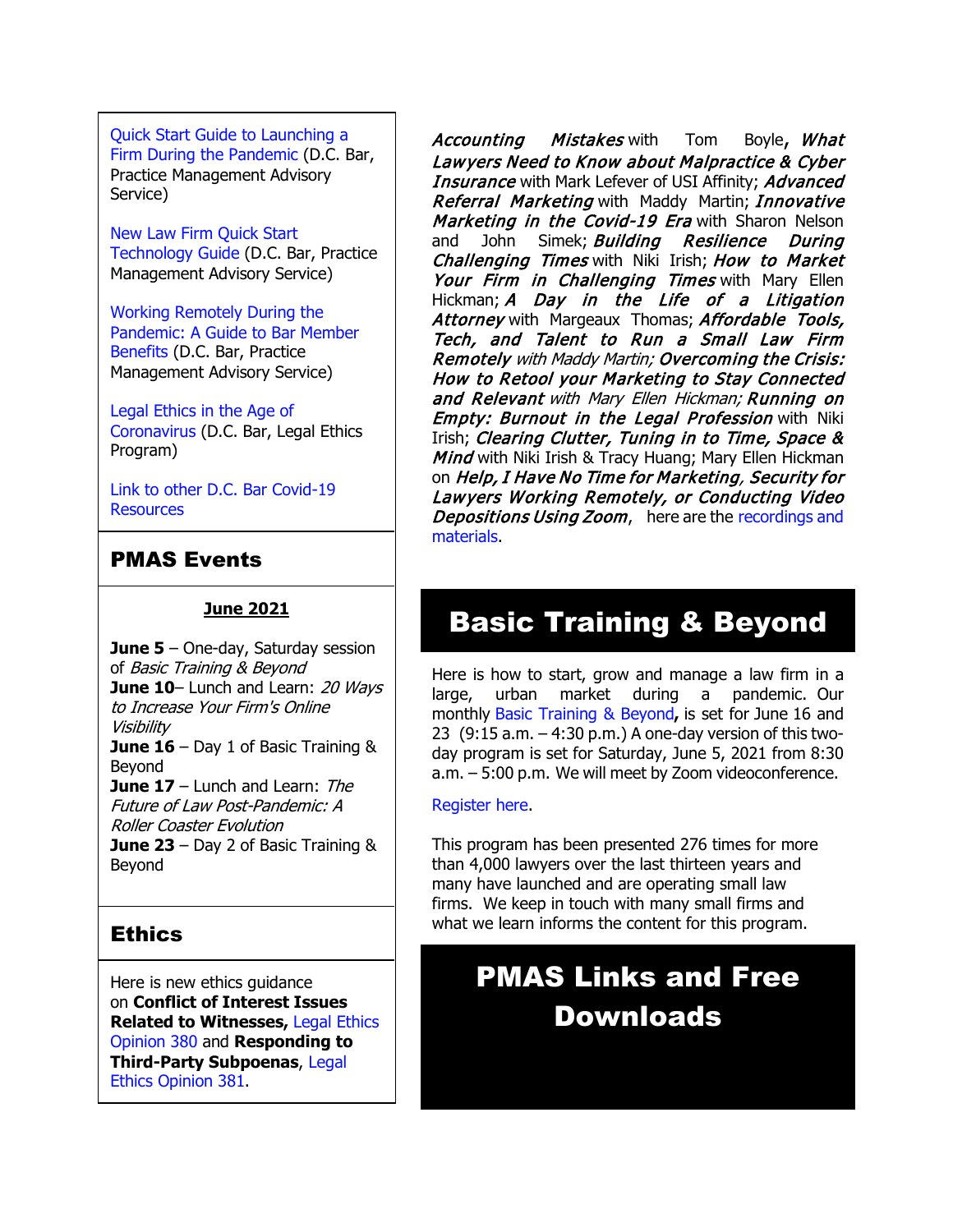Quick Start Guide to Launching a Firm During the Pandemic (D.C. Bar, Practice Management Advisory Service)

New Law Firm Quick Start Technology Guide (D.C. Bar, Practice Management Advisory Service)

Working Remotely During the Pandemic: A Guide to Bar Member Benefits (D.C. Bar, Practice Management Advisory Service)

Legal Ethics in the Age of Coronavirus (D.C. Bar, Legal Ethics Program)

Link to other D.C. Bar Covid-19 Resources

## PMAS Events

**June 2021**

**June 5** – One-day, Saturday session of *Basic Training & Beyond*
**June 10**– Lunch and Learn: *20 Ways to Increase Your Firm's Online Visibility*
**June 16** – Day 1 of Basic Training & Beyond
**June 17** – Lunch and Learn: *The Future of Law Post-Pandemic: A Roller Coaster Evolution*
**June 23** – Day 2 of Basic Training & Beyond

## Ethics

Here is new ethics guidance on **Conflict of Interest Issues Related to Witnesses,** Legal Ethics Opinion 380 and **Responding to Third-Party Subpoenas**, Legal Ethics Opinion 381.

***Accounting Mistakes*** with Tom Boyle**,** ***What Lawyers Need to Know about Malpractice & Cyber Insurance*** with Mark Lefever of USI Affinity; ***Advanced Referral Marketing*** with Maddy Martin; ***Innovative Marketing in the Covid-19 Era*** with Sharon Nelson and John Simek; ***Building Resilience During Challenging Times*** with Niki Irish; ***How to Market Your Firm in Challenging Times*** with Mary Ellen Hickman; ***A Day in the Life of a Litigation Attorney*** with Margeaux Thomas; ***Affordable Tools, Tech, and Talent to Run a Small Law Firm Remotely*** *with Maddy Martin;* ***Overcoming the Crisis: How to Retool your Marketing to Stay Connected and Relevant*** *with Mary Ellen Hickman;* ***Running on Empty: Burnout in the Legal Profession*** with Niki Irish; ***Clearing Clutter, Tuning in to Time, Space & Mind*** with Niki Irish & Tracy Huang; Mary Ellen Hickman on ***Help, I Have No Time for Marketing***, ***Security for Lawyers Working Remotely, or Conducting Video Depositions Using Zoom***, here are the recordings and materials.

## Basic Training & Beyond

Here is how to start, grow and manage a law firm in a large, urban market during a pandemic. Our monthly Basic Training & Beyond**,** is set for June 16 and 23 (9:15 a.m. – 4:30 p.m.) A one-day version of this two-day program is set for Saturday, June 5, 2021 from 8:30 a.m. – 5:00 p.m. We will meet by Zoom videoconference.

Register here.

This program has been presented 276 times for more than 4,000 lawyers over the last thirteen years and many have launched and are operating small law firms. We keep in touch with many small firms and what we learn informs the content for this program.

## PMAS Links and Free Downloads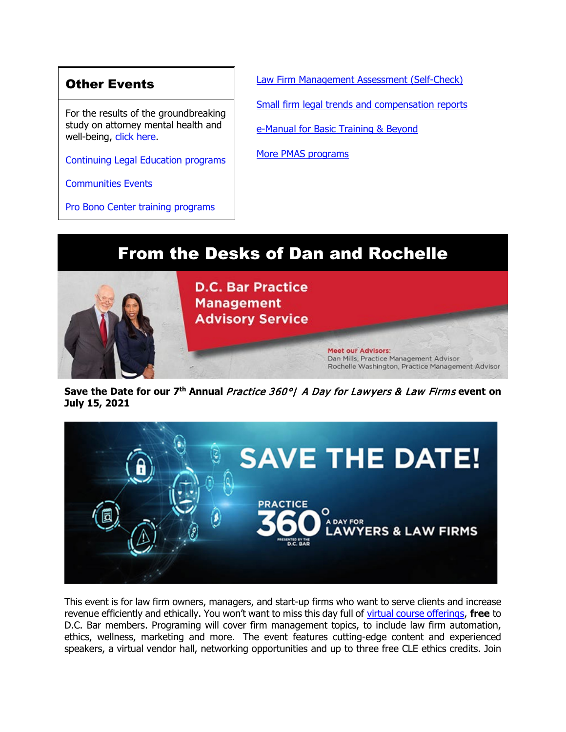## Other Events

For the results of the groundbreaking study on attorney mental health and well-being, click here.

Continuing Legal Education programs

Communities Events

Pro Bono Center training programs

Law Firm Management Assessment (Self-Check)

Small firm legal trends and compensation reports

e-Manual for Basic Training & Beyond

More PMAS programs

# From the Desks of Dan and Rochelle

D.C. Bar Practice Management Advisory Service

Meet our Advisors:
Dan Mills, Practice Management Advisor
Rochelle Washington, Practice Management Advisor

**Save the Date for our 7th Annual *Practice 360°| A Day for Lawyers & Law Firms* event on July 15, 2021**

SAVE THE DATE!

PRACTICE 360° A DAY FOR LAWYERS & LAW FIRMS

PRESENTED BY THE D.C. BAR

This event is for law firm owners, managers, and start-up firms who want to serve clients and increase revenue efficiently and ethically. You won't want to miss this day full of virtual course offerings, **free** to D.C. Bar members. Programing will cover firm management topics, to include law firm automation, ethics, wellness, marketing and more. The event features cutting-edge content and experienced speakers, a virtual vendor hall, networking opportunities and up to three free CLE ethics credits. Join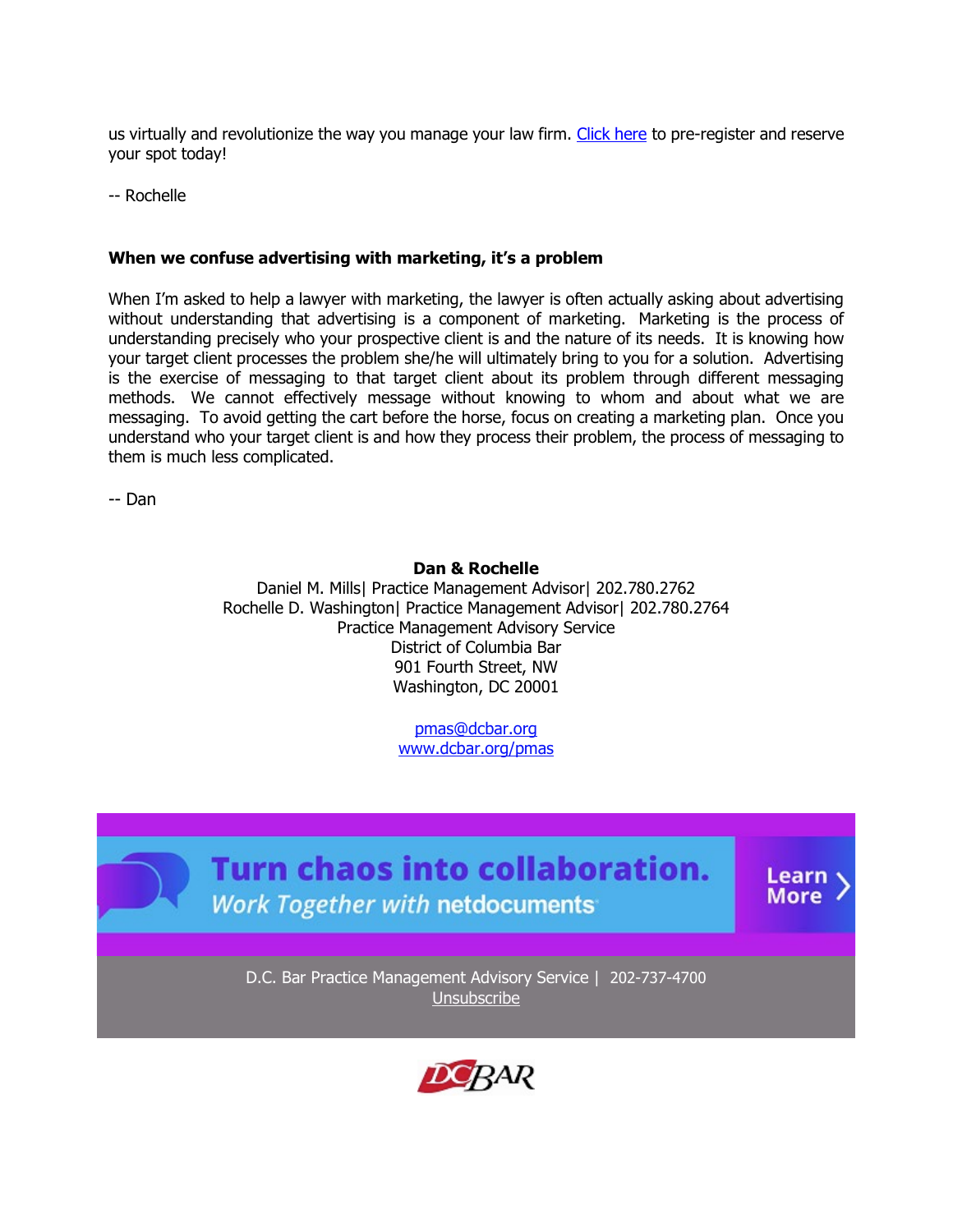us virtually and revolutionize the way you manage your law firm. [Click here](#) to pre-register and reserve your spot today!

-- Rochelle

**When we confuse advertising with marketing, it's a problem**

When I'm asked to help a lawyer with marketing, the lawyer is often actually asking about advertising without understanding that advertising is a component of marketing. Marketing is the process of understanding precisely who your prospective client is and the nature of its needs. It is knowing how your target client processes the problem she/he will ultimately bring to you for a solution. Advertising is the exercise of messaging to that target client about its problem through different messaging methods. We cannot effectively message without knowing to whom and about what we are messaging. To avoid getting the cart before the horse, focus on creating a marketing plan. Once you understand who your target client is and how they process their problem, the process of messaging to them is much less complicated.

-- Dan

**Dan & Rochelle**
Daniel M. Mills| Practice Management Advisor| 202.780.2762
Rochelle D. Washington| Practice Management Advisor| 202.780.2764
Practice Management Advisory Service
District of Columbia Bar
901 Fourth Street, NW
Washington, DC 20001

[pmas@dcbar.org](mailto:pmas@dcbar.org)
[www.dcbar.org/pmas](http://www.dcbar.org/pmas)

Turn chaos into collaboration.
*Work Together with* netdocuments

Learn More

D.C. Bar Practice Management Advisory Service | 202-737-4700
[Unsubscribe](#)

DCBAR